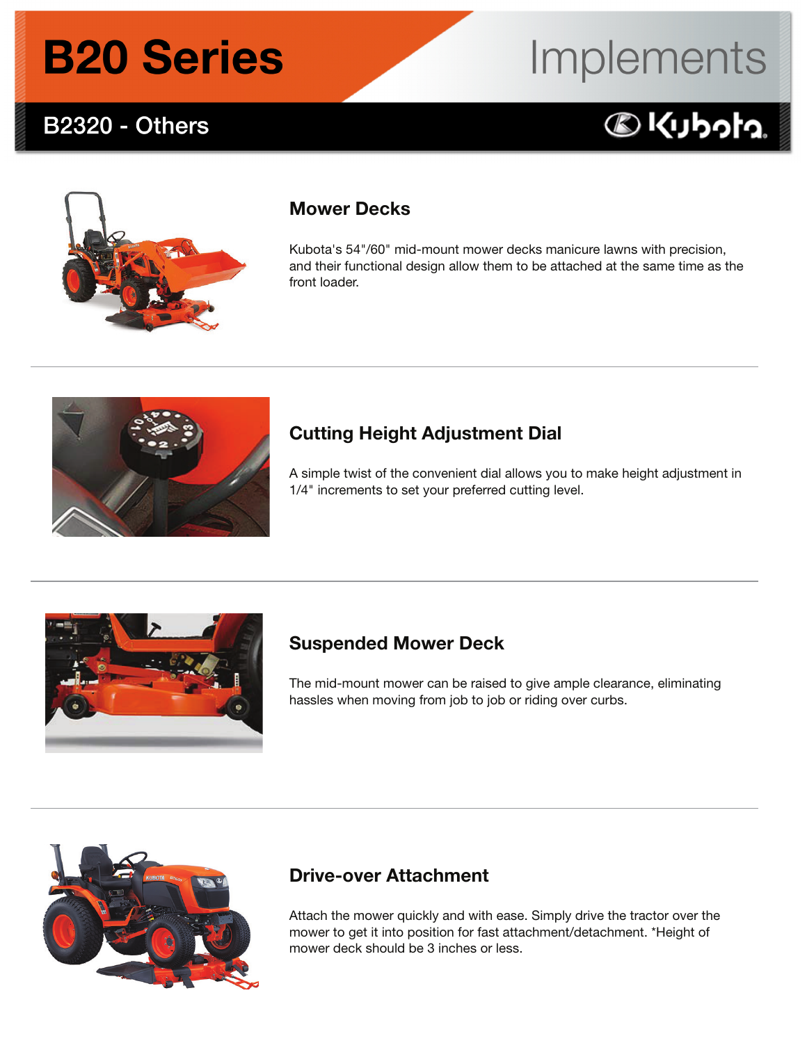# B20 Series

# Implements

## B2320 - Others

Kubota

### Mower Decks

Kubota's 54"/60" mid-mount mower decks manicure lawns with precision, and their functional design allow them to be attached at the same time as the front loader.

### Cutting Height Adjustment Dial

A simple twist of the convenient dial allows you to make height adjustment in 1/4" increments to set your preferred cutting level.

### Suspended Mower Deck

The mid-mount mower can be raised to give ample clearance, eliminating hassles when moving from job to job or riding over curbs.

### Drive-over Attachment

Attach the mower quickly and with ease. Simply drive the tractor over the mower to get it into position for fast attachment/detachment. *Height of mower deck should be 3 inches or less.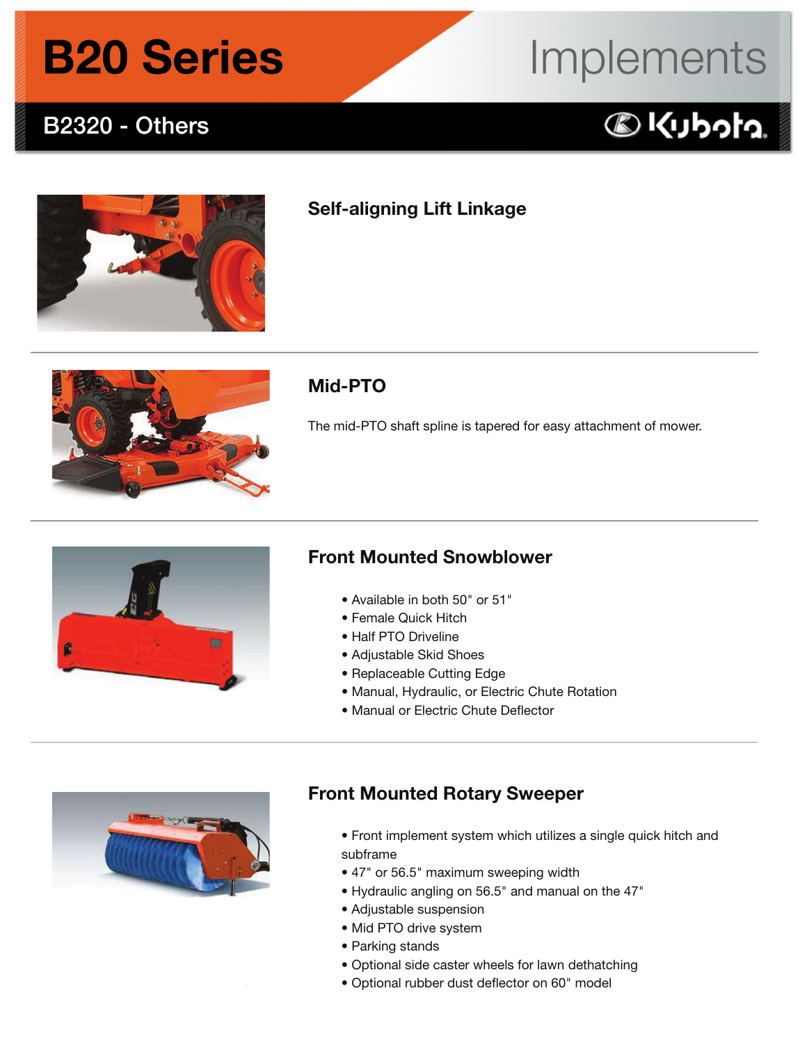# B20 Series Implements

## B2320 - Others

### Self-aligning Lift Linkage

### Mid-PTO

The mid-PTO shaft spline is tapered for easy attachment of mower.

### Front Mounted Snowblower

- Available in both 50" or 51"
- Female Quick Hitch
- Half PTO Driveline
- Adjustable Skid Shoes
- Replaceable Cutting Edge
- Manual, Hydraulic, or Electric Chute Rotation
- Manual or Electric Chute Deflector

### Front Mounted Rotary Sweeper

- Front implement system which utilizes a single quick hitch and subframe
- 47" or 56.5" maximum sweeping width
- Hydraulic angling on 56.5" and manual on the 47"
- Adjustable suspension
- Mid PTO drive system
- Parking stands
- Optional side caster wheels for lawn dethatching
- Optional rubber dust deflector on 60" model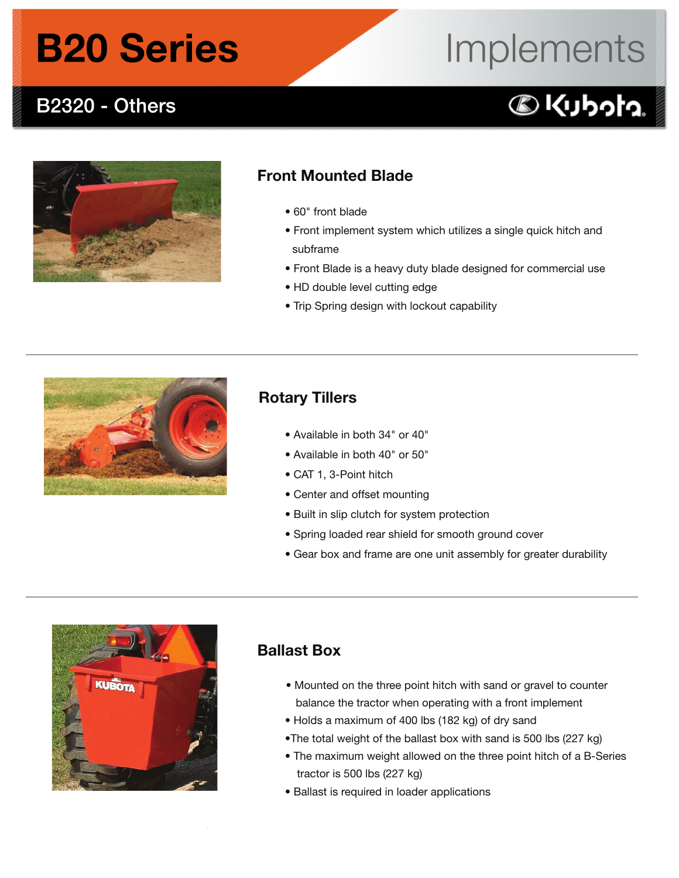# B20 Series Implements

## B2320 - Others

### Front Mounted Blade

- 60" front blade
- Front implement system which utilizes a single quick hitch and subframe
- Front Blade is a heavy duty blade designed for commercial use
- HD double level cutting edge
- Trip Spring design with lockout capability

---

### Rotary Tillers

- Available in both 34" or 40"
- Available in both 40" or 50"
- CAT 1, 3-Point hitch
- Center and offset mounting
- Built in slip clutch for system protection
- Spring loaded rear shield for smooth ground cover
- Gear box and frame are one unit assembly for greater durability

---

### Ballast Box

- Mounted on the three point hitch with sand or gravel to counter balance the tractor when operating with a front implement
- Holds a maximum of 400 lbs (182 kg) of dry sand
- The total weight of the ballast box with sand is 500 lbs (227 kg)
- The maximum weight allowed on the three point hitch of a B-Series tractor is 500 lbs (227 kg)
- Ballast is required in loader applications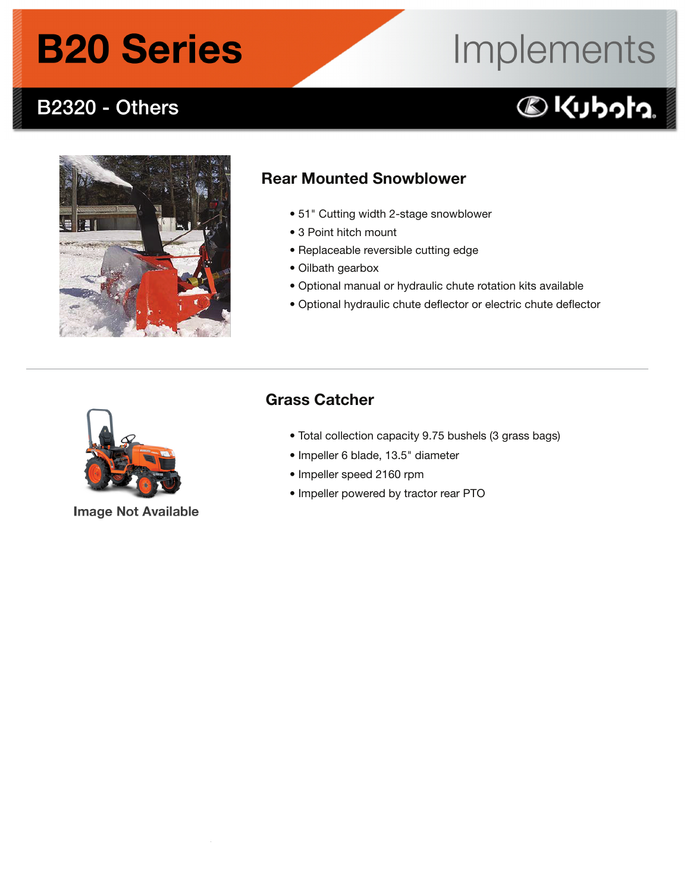# B20 Series

# Implements

## B2320 - Others

### Rear Mounted Snowblower

- 51" Cutting width 2-stage snowblower
- 3 Point hitch mount
- Replaceable reversible cutting edge
- Oilbath gearbox
- Optional manual or hydraulic chute rotation kits available
- Optional hydraulic chute deflector or electric chute deflector

---

### Grass Catcher

Image Not Available

- Total collection capacity 9.75 bushels (3 grass bags)
- Impeller 6 blade, 13.5" diameter
- Impeller speed 2160 rpm
- Impeller powered by tractor rear PTO